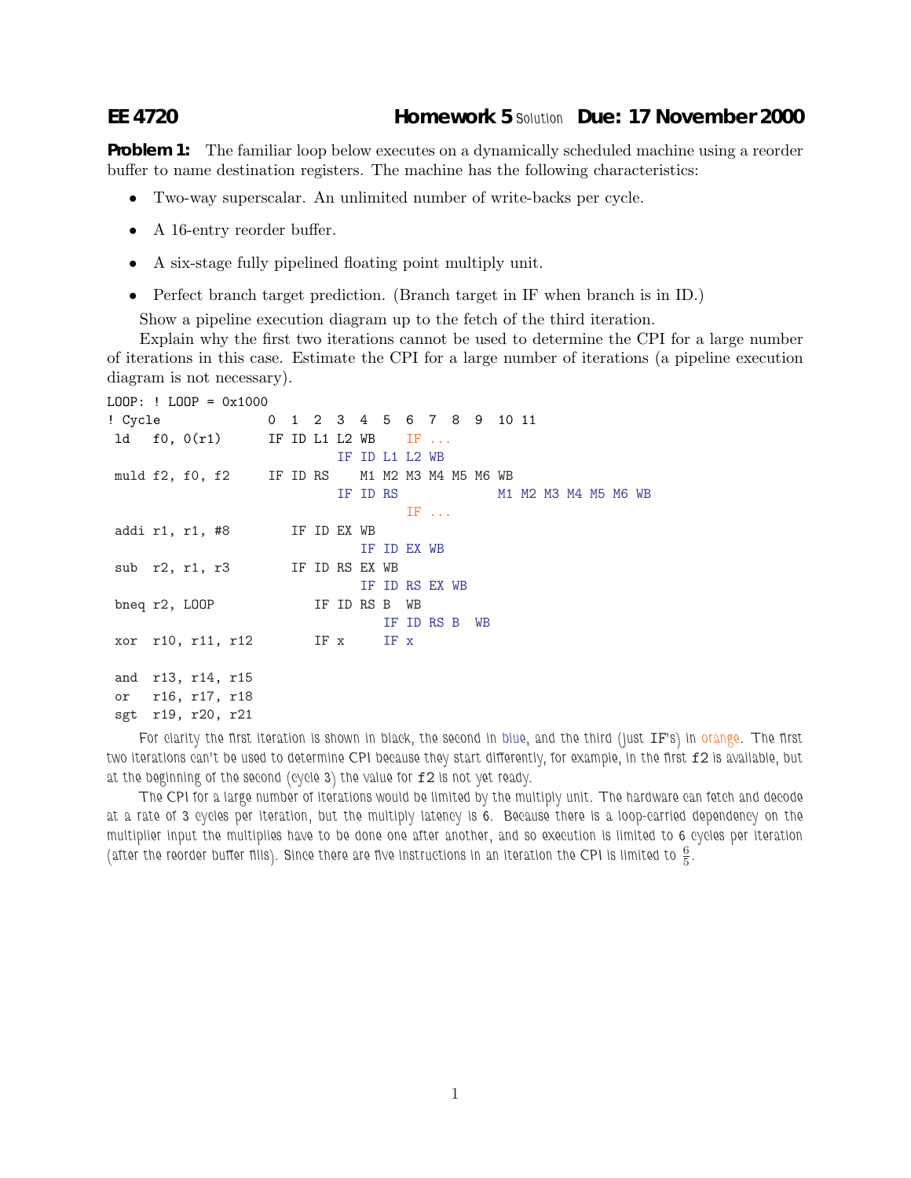**EE 4720 Homework 5** Solution **Due: 17 November 2000**

**Problem 1:** The familiar loop below executes on a dynamically scheduled machine using a reorder buffer to name destination registers. The machine has the following characteristics:

- Two-way superscalar. An unlimited number of write-backs per cycle.
- A 16-entry reorder buffer.
- A six-stage fully pipelined floating point multiply unit.
- Perfect branch target prediction. (Branch target in IF when branch is in ID.)

Show a pipeline execution diagram up to the fetch of the third iteration.

Explain why the first two iterations cannot be used to determine the CPI for a large number of iterations in this case. Estimate the CPI for a large number of iterations (a pipeline execution diagram is not necessary).

```
LOOP: ! LOOP = 0x1000
! Cycle               0  1  2  3  4  5  6  7  8  9  10 11
 ld   f0, 0(r1)       IF ID L1 L2 WB    IF ...
                            IF ID L1 L2 WB
 muld f2, f0, f2      IF ID RS    M1 M2 M3 M4 M5 M6 WB
                            IF ID RS             M1 M2 M3 M4 M5 M6 WB
                                        IF ...
 addi r1, r1, #8         IF ID EX WB
                               IF ID EX WB
 sub  r2, r1, r3         IF ID RS EX WB
                               IF ID RS EX WB
 bneq r2, LOOP              IF ID RS B  WB
                                  IF ID RS B  WB
 xor  r10, r11, r12         IF x     IF x

 and  r13, r14, r15
 or   r16, r17, r18
 sgt  r19, r20, r21
```

For clarity the first iteration is shown in black, the second in blue, and the third (just IF's) in orange. The first two iterations can't be used to determine CPI because they start differently, for example, in the first f2 is available, but at the beginning of the second (cycle 3) the value for f2 is not yet ready.

The CPI for a large number of iterations would be limited by the multiply unit. The hardware can fetch and decode at a rate of 3 cycles per iteration, but the multiply latency is 6. Because there is a loop-carried dependency on the multiplier input the multiplies have to be done one after another, and so execution is limited to 6 cycles per iteration (after the reorder buffer fills). Since there are five instructions in an iteration the CPI is limited to $\frac{6}{5}$.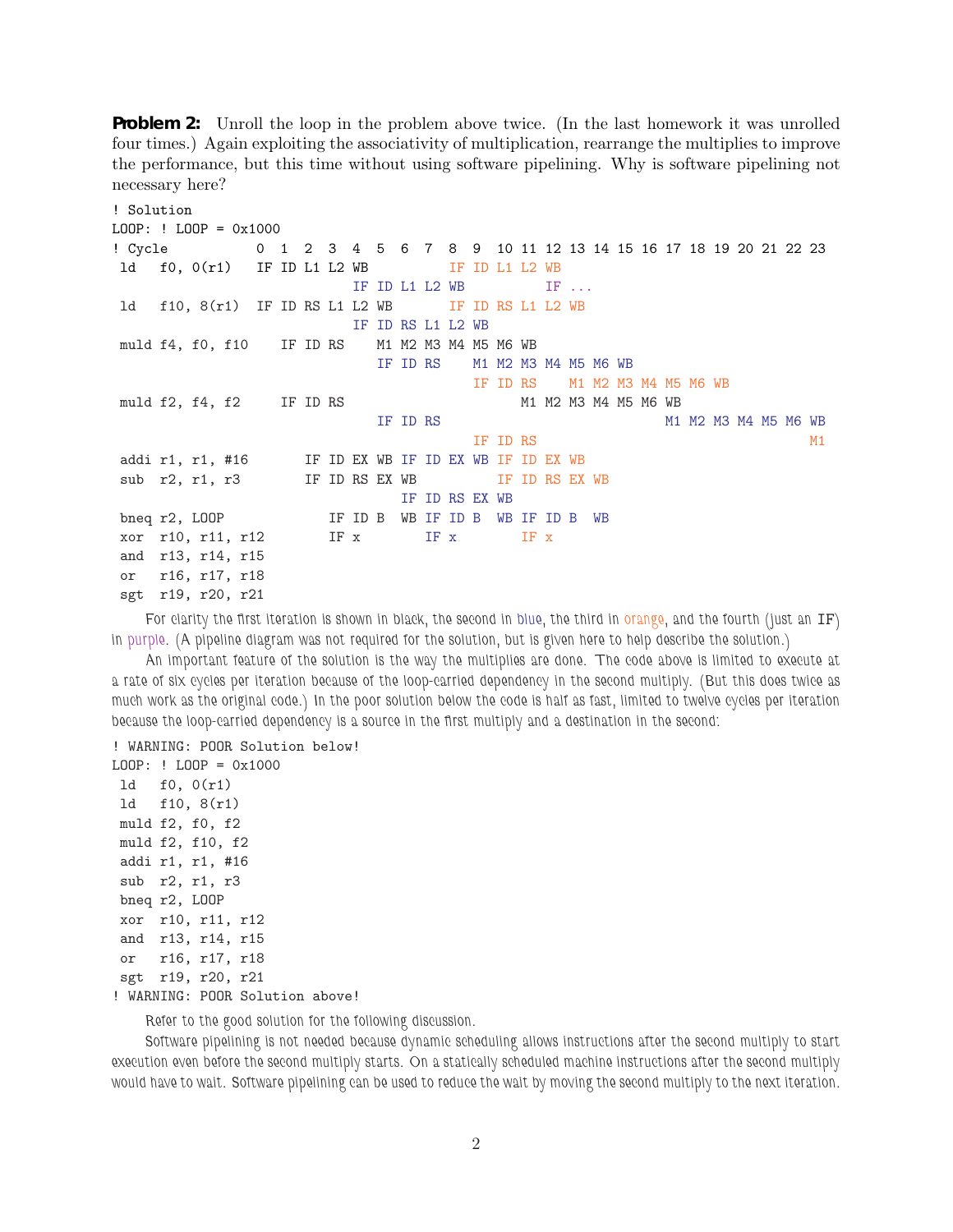**Problem 2:** Unroll the loop in the problem above twice. (In the last homework it was unrolled four times.) Again exploiting the associativity of multiplication, rearrange the multiplies to improve the performance, but this time without using software pipelining. Why is software pipelining not necessary here?

```
! Solution
LOOP: ! LOOP = 0x1000
! Cycle           0  1  2  3  4  5  6  7  8  9  10 11 12 13 14 15 16 17 18 19 20 21 22 23
 ld   f0, 0(r1)   IF ID L1 L2 WB          IF ID L1 L2 WB
                              IF ID L1 L2 WB          IF ...
 ld   f10, 8(r1)  IF ID RS L1 L2 WB       IF ID RS L1 L2 WB
                              IF ID RS L1 L2 WB
 muld f4, f0, f10    IF ID RS    M1 M2 M3 M4 M5 M6 WB
                                 IF ID RS    M1 M2 M3 M4 M5 M6 WB
                                             IF ID RS    M1 M2 M3 M4 M5 M6 WB
 muld f2, f4, f2     IF ID RS                      M1 M2 M3 M4 M5 M6 WB
                                 IF ID RS                            M1 M2 M3 M4 M5 M6 WB
                                             IF ID RS                                  M1
 addi r1, r1, #16       IF ID EX WB IF ID EX WB IF ID EX WB
 sub  r2, r1, r3        IF ID RS EX WB          IF ID RS EX WB
                                    IF ID RS EX WB
 bneq r2, LOOP             IF ID B  WB IF ID B  WB IF ID B  WB
 xor  r10, r11, r12        IF x        IF x        IF x
 and  r13, r14, r15
 or   r16, r17, r18
 sgt  r19, r20, r21
```

For clarity the first iteration is shown in black, the second in blue, the third in orange, and the fourth (just an IF) in purple. (A pipeline diagram was not required for the solution, but is given here to help describe the solution.)

An important feature of the solution is the way the multiplies are done. The code above is limited to execute at a rate of six cycles per iteration because of the loop-carried dependency in the second multiply. (But this does twice as much work as the original code.) In the poor solution below the code is half as fast, limited to twelve cycles per iteration because the loop-carried dependency is a source in the first multiply and a destination in the second:

```
! WARNING: POOR Solution below!
LOOP: ! LOOP = 0x1000
 ld   f0, 0(r1)
 ld   f10, 8(r1)
 muld f2, f0, f2
 muld f2, f10, f2
 addi r1, r1, #16
 sub  r2, r1, r3
 bneq r2, LOOP
 xor  r10, r11, r12
 and  r13, r14, r15
 or   r16, r17, r18
 sgt  r19, r20, r21
! WARNING: POOR Solution above!
```

Refer to the good solution for the following discussion.

Software pipelining is not needed because dynamic scheduling allows instructions after the second multiply to start execution even before the second multiply starts. On a statically scheduled machine instructions after the second multiply would have to wait. Software pipelining can be used to reduce the wait by moving the second multiply to the next iteration.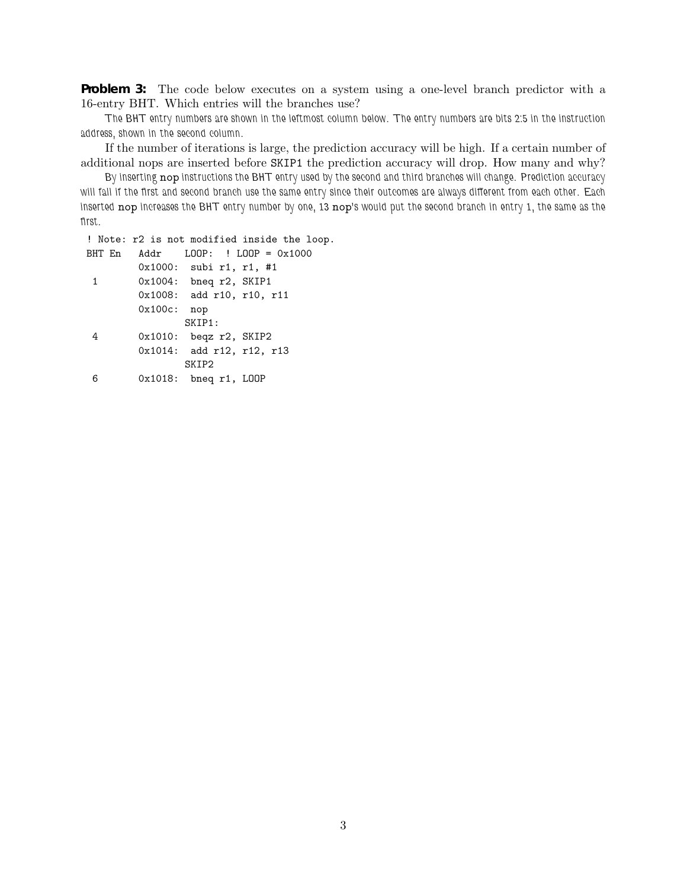**Problem 3:** The code below executes on a system using a one-level branch predictor with a 16-entry BHT. Which entries will the branches use?

*The BHT entry numbers are shown in the leftmost column below. The entry numbers are bits 2:5 in the instruction address, shown in the second column.*

If the number of iterations is large, the prediction accuracy will be high. If a certain number of additional nops are inserted before `SKIP1` the prediction accuracy will drop. How many and why?

*By inserting `nop` instructions the BHT entry used by the second and third branches will change. Prediction accuracy will fall if the first and second branch use the same entry since their outcomes are always different from each other. Each inserted `nop` increases the BHT entry number by one, 13 `nop`'s would put the second branch in entry 1, the same as the first.*

```
 ! Note: r2 is not modified inside the loop.
 BHT En   Addr    LOOP:  ! LOOP = 0x1000
          0x1000:  subi r1, r1, #1
  1       0x1004:  bneq r2, SKIP1
          0x1008:  add r10, r10, r11
          0x100c:  nop
                  SKIP1:
  4       0x1010:  beqz r2, SKIP2
          0x1014:  add r12, r12, r13
                  SKIP2
  6       0x1018:  bneq r1, LOOP
```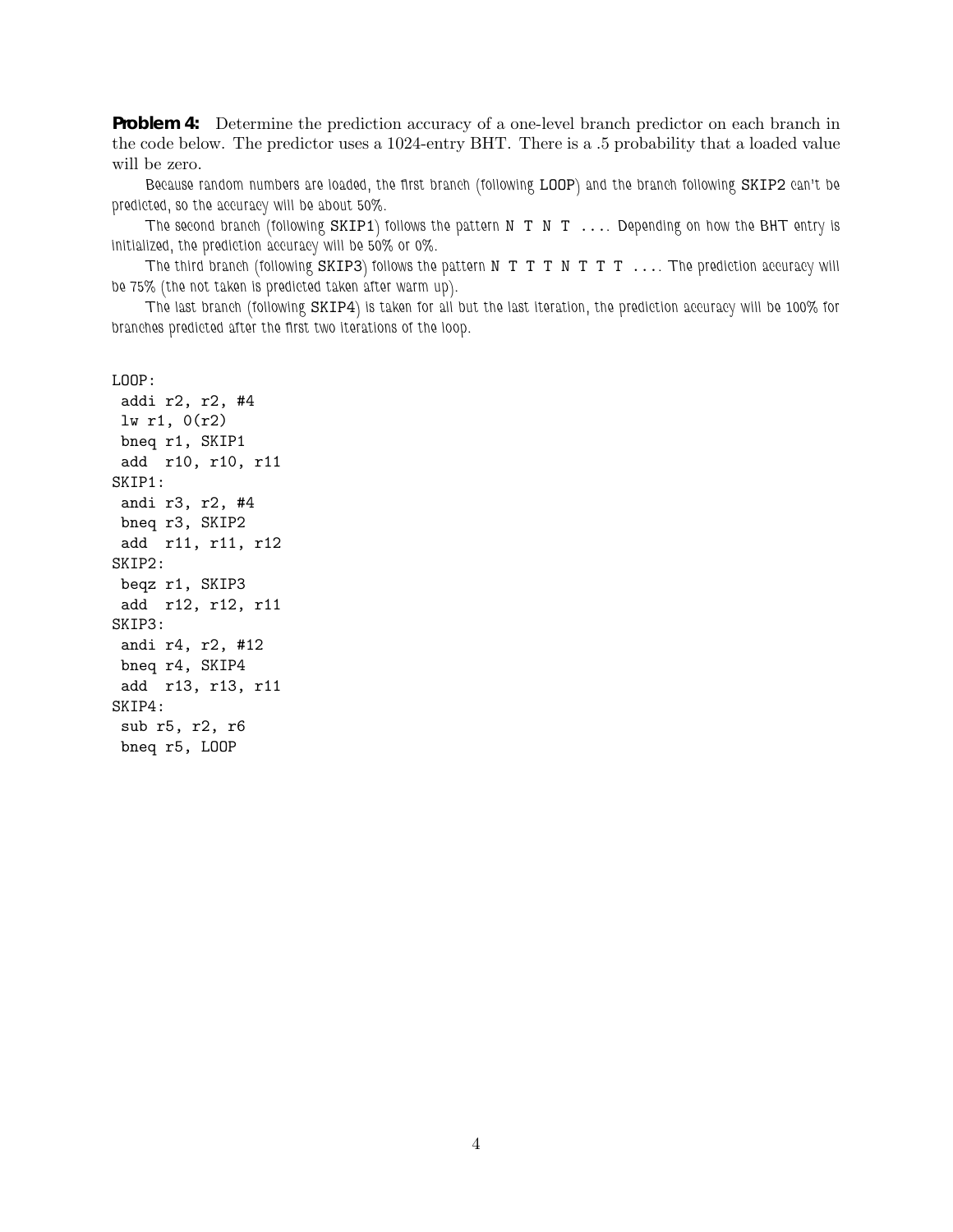**Problem 4:** Determine the prediction accuracy of a one-level branch predictor on each branch in the code below. The predictor uses a 1024-entry BHT. There is a .5 probability that a loaded value will be zero.

Because random numbers are loaded, the first branch (following `LOOP`) and the branch following `SKIP2` can't be predicted, so the accuracy will be about 50%.

The second branch (following `SKIP1`) follows the pattern `N T N T ....` Depending on how the BHT entry is initialized, the prediction accuracy will be 50% or 0%.

The third branch (following `SKIP3`) follows the pattern `N T T T N T T T ....` The prediction accuracy will be 75% (the not taken is predicted taken after warm up).

The last branch (following `SKIP4`) is taken for all but the last iteration, the prediction accuracy will be 100% for branches predicted after the first two iterations of the loop.

```
LOOP:
 addi r2, r2, #4
 lw r1, 0(r2)
 bneq r1, SKIP1
 add  r10, r10, r11
SKIP1:
 andi r3, r2, #4
 bneq r3, SKIP2
 add  r11, r11, r12
SKIP2:
 beqz r1, SKIP3
 add  r12, r12, r11
SKIP3:
 andi r4, r2, #12
 bneq r4, SKIP4
 add  r13, r13, r11
SKIP4:
 sub r5, r2, r6
 bneq r5, LOOP
```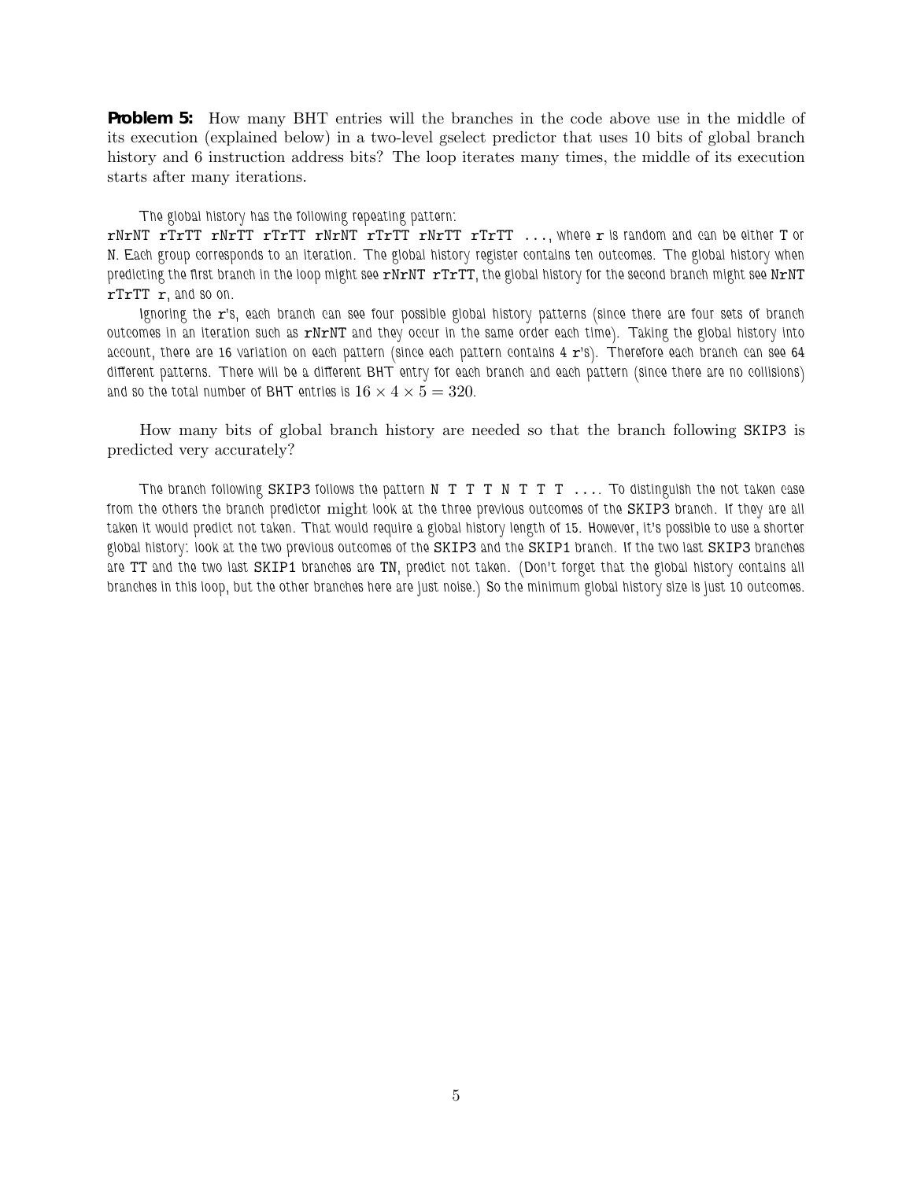**Problem 5:** How many BHT entries will the branches in the code above use in the middle of its execution (explained below) in a two-level gselect predictor that uses 10 bits of global branch history and 6 instruction address bits? The loop iterates many times, the middle of its execution starts after many iterations.

The global history has the following repeating pattern:
`rNrNT rTrTT rNrTT rTrTT rNrNT rTrTT rNrTT rTrTT ...`, where `r` is random and can be either T or N. Each group corresponds to an iteration. The global history register contains ten outcomes. The global history when predicting the first branch in the loop might see `rNrNT rTrTT`, the global history for the second branch might see `NrNT rTrTT r`, and so on.

Ignoring the `r`'s, each branch can see four possible global history patterns (since there are four sets of branch outcomes in an iteration such as `rNrNT` and they occur in the same order each time). Taking the global history into account, there are 16 variation on each pattern (since each pattern contains 4 `r`'s). Therefore each branch can see 64 different patterns. There will be a different BHT entry for each branch and each pattern (since there are no collisions) and so the total number of BHT entries is $16 \times 4 \times 5 = 320$.

How many bits of global branch history are needed so that the branch following SKIP3 is predicted very accurately?

The branch following SKIP3 follows the pattern `N T T T N T T T ...`. To distinguish the not taken case from the others the branch predictor might look at the three previous outcomes of the SKIP3 branch. If they are all taken it would predict not taken. That would require a global history length of 15. However, it's possible to use a shorter global history: look at the two previous outcomes of the SKIP3 and the SKIP1 branch. If the two last SKIP3 branches are TT and the two last SKIP1 branches are TN, predict not taken. (Don't forget that the global history contains all branches in this loop, but the other branches here are just noise.) So the minimum global history size is just 10 outcomes.